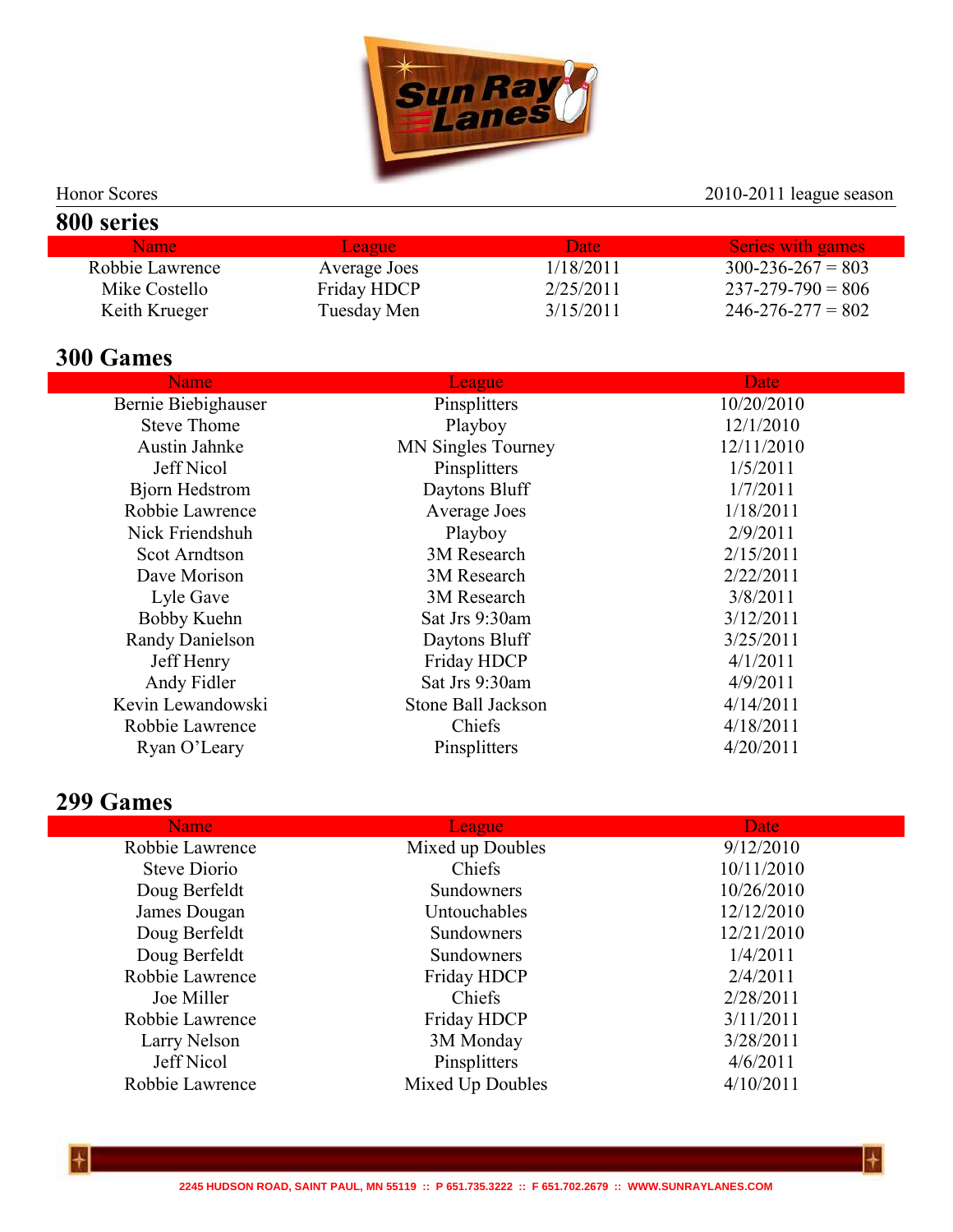Honor Scores

2010-2011 league season

## 800 series

| Name | League | Date | Series with games |
|---|---|---|---|
| Robbie Lawrence | Average Joes | 1/18/2011 | 300-236-267 = 803 |
| Mike Costello | Friday HDCP | 2/25/2011 | 237-279-790 = 806 |
| Keith Krueger | Tuesday Men | 3/15/2011 | 246-276-277 = 802 |

## 300 Games

| Name | League | Date |
|---|---|---|
| Bernie Biebighauser | Pinsplitters | 10/20/2010 |
| Steve Thome | Playboy | 12/1/2010 |
| Austin Jahnke | MN Singles Tourney | 12/11/2010 |
| Jeff Nicol | Pinsplitters | 1/5/2011 |
| Bjorn Hedstrom | Daytons Bluff | 1/7/2011 |
| Robbie Lawrence | Average Joes | 1/18/2011 |
| Nick Friendshuh | Playboy | 2/9/2011 |
| Scot Arndtson | 3M Research | 2/15/2011 |
| Dave Morison | 3M Research | 2/22/2011 |
| Lyle Gave | 3M Research | 3/8/2011 |
| Bobby Kuehn | Sat Jrs 9:30am | 3/12/2011 |
| Randy Danielson | Daytons Bluff | 3/25/2011 |
| Jeff Henry | Friday HDCP | 4/1/2011 |
| Andy Fidler | Sat Jrs 9:30am | 4/9/2011 |
| Kevin Lewandowski | Stone Ball Jackson | 4/14/2011 |
| Robbie Lawrence | Chiefs | 4/18/2011 |
| Ryan O'Leary | Pinsplitters | 4/20/2011 |

## 299 Games

| Name | League | Date |
|---|---|---|
| Robbie Lawrence | Mixed up Doubles | 9/12/2010 |
| Steve Diorio | Chiefs | 10/11/2010 |
| Doug Berfeldt | Sundowners | 10/26/2010 |
| James Dougan | Untouchables | 12/12/2010 |
| Doug Berfeldt | Sundowners | 12/21/2010 |
| Doug Berfeldt | Sundowners | 1/4/2011 |
| Robbie Lawrence | Friday HDCP | 2/4/2011 |
| Joe Miller | Chiefs | 2/28/2011 |
| Robbie Lawrence | Friday HDCP | 3/11/2011 |
| Larry Nelson | 3M Monday | 3/28/2011 |
| Jeff Nicol | Pinsplitters | 4/6/2011 |
| Robbie Lawrence | Mixed Up Doubles | 4/10/2011 |

2245 HUDSON ROAD, SAINT PAUL, MN 55119 :: P 651.735.3222 :: F 651.702.2679 :: WWW.SUNRAYLANES.COM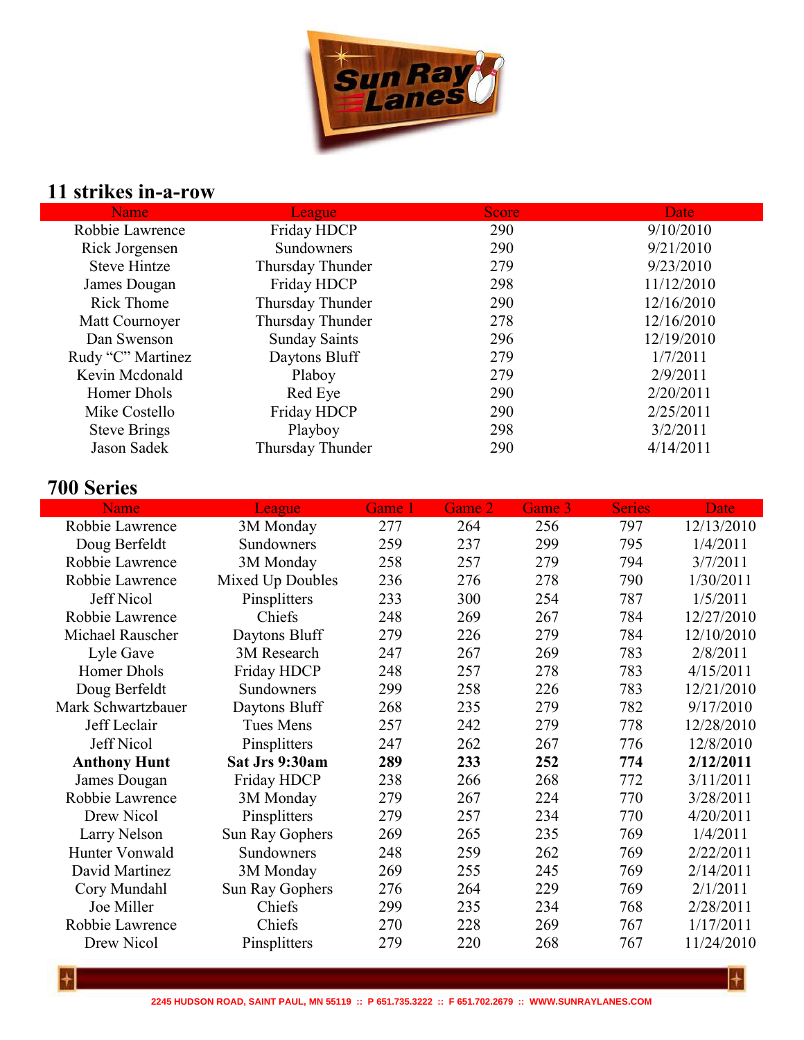## 11 strikes in-a-row

| Name | League | Score | Date |
|---|---|---|---|
| Robbie Lawrence | Friday HDCP | 290 | 9/10/2010 |
| Rick Jorgensen | Sundowners | 290 | 9/21/2010 |
| Steve Hintze | Thursday Thunder | 279 | 9/23/2010 |
| James Dougan | Friday HDCP | 298 | 11/12/2010 |
| Rick Thome | Thursday Thunder | 290 | 12/16/2010 |
| Matt Cournoyer | Thursday Thunder | 278 | 12/16/2010 |
| Dan Swenson | Sunday Saints | 296 | 12/19/2010 |
| Rudy “C” Martinez | Daytons Bluff | 279 | 1/7/2011 |
| Kevin Mcdonald | Plaboy | 279 | 2/9/2011 |
| Homer Dhols | Red Eye | 290 | 2/20/2011 |
| Mike Costello | Friday HDCP | 290 | 2/25/2011 |
| Steve Brings | Playboy | 298 | 3/2/2011 |
| Jason Sadek | Thursday Thunder | 290 | 4/14/2011 |

## 700 Series

| Name | League | Game 1 | Game 2 | Game 3 | Series | Date |
|---|---|---|---|---|---|---|
| Robbie Lawrence | 3M Monday | 277 | 264 | 256 | 797 | 12/13/2010 |
| Doug Berfeldt | Sundowners | 259 | 237 | 299 | 795 | 1/4/2011 |
| Robbie Lawrence | 3M Monday | 258 | 257 | 279 | 794 | 3/7/2011 |
| Robbie Lawrence | Mixed Up Doubles | 236 | 276 | 278 | 790 | 1/30/2011 |
| Jeff Nicol | Pinsplitters | 233 | 300 | 254 | 787 | 1/5/2011 |
| Robbie Lawrence | Chiefs | 248 | 269 | 267 | 784 | 12/27/2010 |
| Michael Rauscher | Daytons Bluff | 279 | 226 | 279 | 784 | 12/10/2010 |
| Lyle Gave | 3M Research | 247 | 267 | 269 | 783 | 2/8/2011 |
| Homer Dhols | Friday HDCP | 248 | 257 | 278 | 783 | 4/15/2011 |
| Doug Berfeldt | Sundowners | 299 | 258 | 226 | 783 | 12/21/2010 |
| Mark Schwartzbauer | Daytons Bluff | 268 | 235 | 279 | 782 | 9/17/2010 |
| Jeff Leclair | Tues Mens | 257 | 242 | 279 | 778 | 12/28/2010 |
| Jeff Nicol | Pinsplitters | 247 | 262 | 267 | 776 | 12/8/2010 |
| **Anthony Hunt** | **Sat Jrs 9:30am** | **289** | **233** | **252** | **774** | **2/12/2011** |
| James Dougan | Friday HDCP | 238 | 266 | 268 | 772 | 3/11/2011 |
| Robbie Lawrence | 3M Monday | 279 | 267 | 224 | 770 | 3/28/2011 |
| Drew Nicol | Pinsplitters | 279 | 257 | 234 | 770 | 4/20/2011 |
| Larry Nelson | Sun Ray Gophers | 269 | 265 | 235 | 769 | 1/4/2011 |
| Hunter Vonwald | Sundowners | 248 | 259 | 262 | 769 | 2/22/2011 |
| David Martinez | 3M Monday | 269 | 255 | 245 | 769 | 2/14/2011 |
| Cory Mundahl | Sun Ray Gophers | 276 | 264 | 229 | 769 | 2/1/2011 |
| Joe Miller | Chiefs | 299 | 235 | 234 | 768 | 2/28/2011 |
| Robbie Lawrence | Chiefs | 270 | 228 | 269 | 767 | 1/17/2011 |
| Drew Nicol | Pinsplitters | 279 | 220 | 268 | 767 | 11/24/2010 |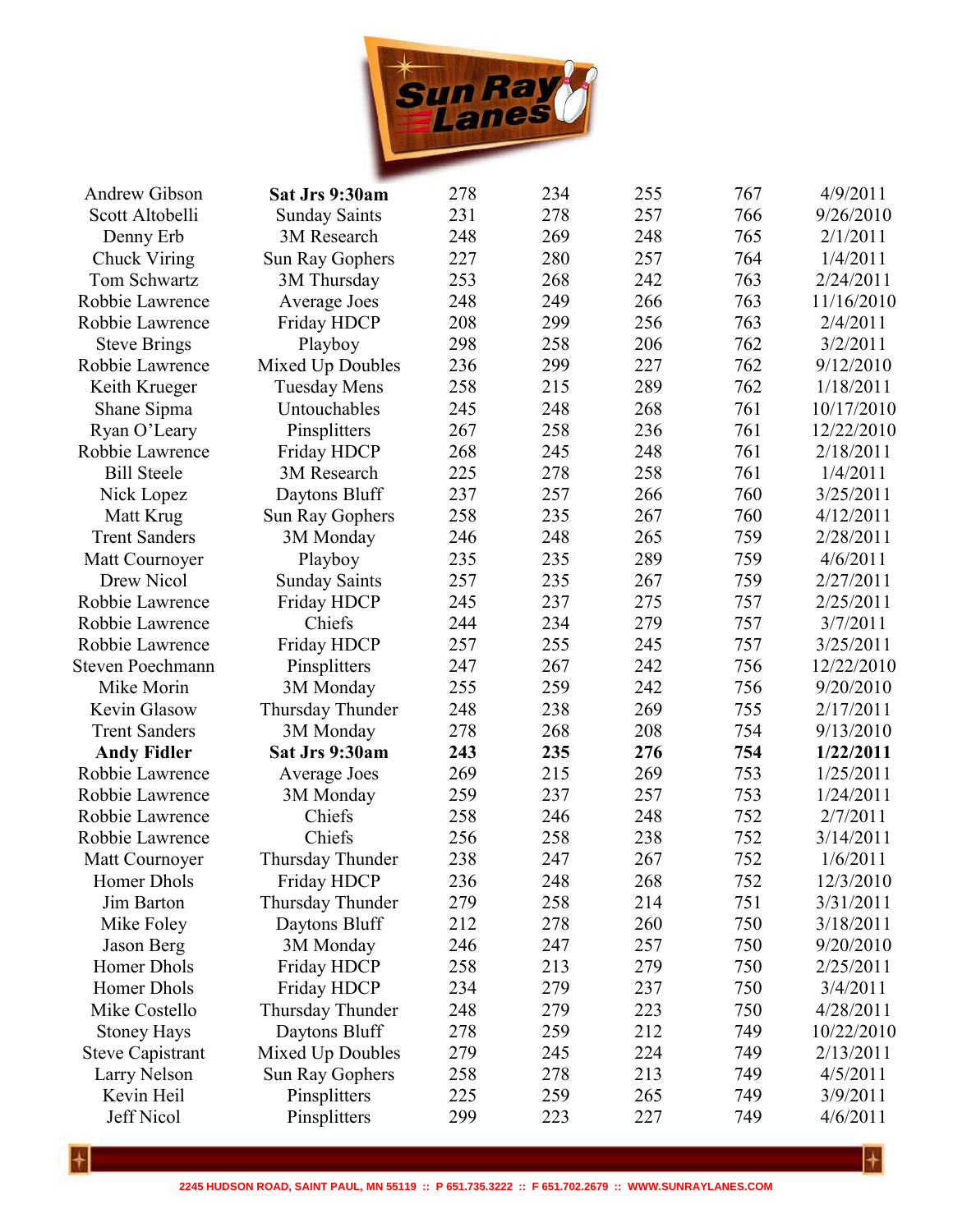| | | | | | | |
|---|---|---|---|---|---|---|
| Andrew Gibson | **Sat Jrs 9:30am** | 278 | 234 | 255 | 767 | 4/9/2011 |
| Scott Altobelli | Sunday Saints | 231 | 278 | 257 | 766 | 9/26/2010 |
| Denny Erb | 3M Research | 248 | 269 | 248 | 765 | 2/1/2011 |
| Chuck Viring | Sun Ray Gophers | 227 | 280 | 257 | 764 | 1/4/2011 |
| Tom Schwartz | 3M Thursday | 253 | 268 | 242 | 763 | 2/24/2011 |
| Robbie Lawrence | Average Joes | 248 | 249 | 266 | 763 | 11/16/2010 |
| Robbie Lawrence | Friday HDCP | 208 | 299 | 256 | 763 | 2/4/2011 |
| Steve Brings | Playboy | 298 | 258 | 206 | 762 | 3/2/2011 |
| Robbie Lawrence | Mixed Up Doubles | 236 | 299 | 227 | 762 | 9/12/2010 |
| Keith Krueger | Tuesday Mens | 258 | 215 | 289 | 762 | 1/18/2011 |
| Shane Sipma | Untouchables | 245 | 248 | 268 | 761 | 10/17/2010 |
| Ryan O'Leary | Pinsplitters | 267 | 258 | 236 | 761 | 12/22/2010 |
| Robbie Lawrence | Friday HDCP | 268 | 245 | 248 | 761 | 2/18/2011 |
| Bill Steele | 3M Research | 225 | 278 | 258 | 761 | 1/4/2011 |
| Nick Lopez | Daytons Bluff | 237 | 257 | 266 | 760 | 3/25/2011 |
| Matt Krug | Sun Ray Gophers | 258 | 235 | 267 | 760 | 4/12/2011 |
| Trent Sanders | 3M Monday | 246 | 248 | 265 | 759 | 2/28/2011 |
| Matt Cournoyer | Playboy | 235 | 235 | 289 | 759 | 4/6/2011 |
| Drew Nicol | Sunday Saints | 257 | 235 | 267 | 759 | 2/27/2011 |
| Robbie Lawrence | Friday HDCP | 245 | 237 | 275 | 757 | 2/25/2011 |
| Robbie Lawrence | Chiefs | 244 | 234 | 279 | 757 | 3/7/2011 |
| Robbie Lawrence | Friday HDCP | 257 | 255 | 245 | 757 | 3/25/2011 |
| Steven Poechmann | Pinsplitters | 247 | 267 | 242 | 756 | 12/22/2010 |
| Mike Morin | 3M Monday | 255 | 259 | 242 | 756 | 9/20/2010 |
| Kevin Glasow | Thursday Thunder | 248 | 238 | 269 | 755 | 2/17/2011 |
| Trent Sanders | 3M Monday | 278 | 268 | 208 | 754 | 9/13/2010 |
| **Andy Fidler** | **Sat Jrs 9:30am** | **243** | **235** | **276** | **754** | **1/22/2011** |
| Robbie Lawrence | Average Joes | 269 | 215 | 269 | 753 | 1/25/2011 |
| Robbie Lawrence | 3M Monday | 259 | 237 | 257 | 753 | 1/24/2011 |
| Robbie Lawrence | Chiefs | 258 | 246 | 248 | 752 | 2/7/2011 |
| Robbie Lawrence | Chiefs | 256 | 258 | 238 | 752 | 3/14/2011 |
| Matt Cournoyer | Thursday Thunder | 238 | 247 | 267 | 752 | 1/6/2011 |
| Homer Dhols | Friday HDCP | 236 | 248 | 268 | 752 | 12/3/2010 |
| Jim Barton | Thursday Thunder | 279 | 258 | 214 | 751 | 3/31/2011 |
| Mike Foley | Daytons Bluff | 212 | 278 | 260 | 750 | 3/18/2011 |
| Jason Berg | 3M Monday | 246 | 247 | 257 | 750 | 9/20/2010 |
| Homer Dhols | Friday HDCP | 258 | 213 | 279 | 750 | 2/25/2011 |
| Homer Dhols | Friday HDCP | 234 | 279 | 237 | 750 | 3/4/2011 |
| Mike Costello | Thursday Thunder | 248 | 279 | 223 | 750 | 4/28/2011 |
| Stoney Hays | Daytons Bluff | 278 | 259 | 212 | 749 | 10/22/2010 |
| Steve Capistrant | Mixed Up Doubles | 279 | 245 | 224 | 749 | 2/13/2011 |
| Larry Nelson | Sun Ray Gophers | 258 | 278 | 213 | 749 | 4/5/2011 |
| Kevin Heil | Pinsplitters | 225 | 259 | 265 | 749 | 3/9/2011 |
| Jeff Nicol | Pinsplitters | 299 | 223 | 227 | 749 | 4/6/2011 |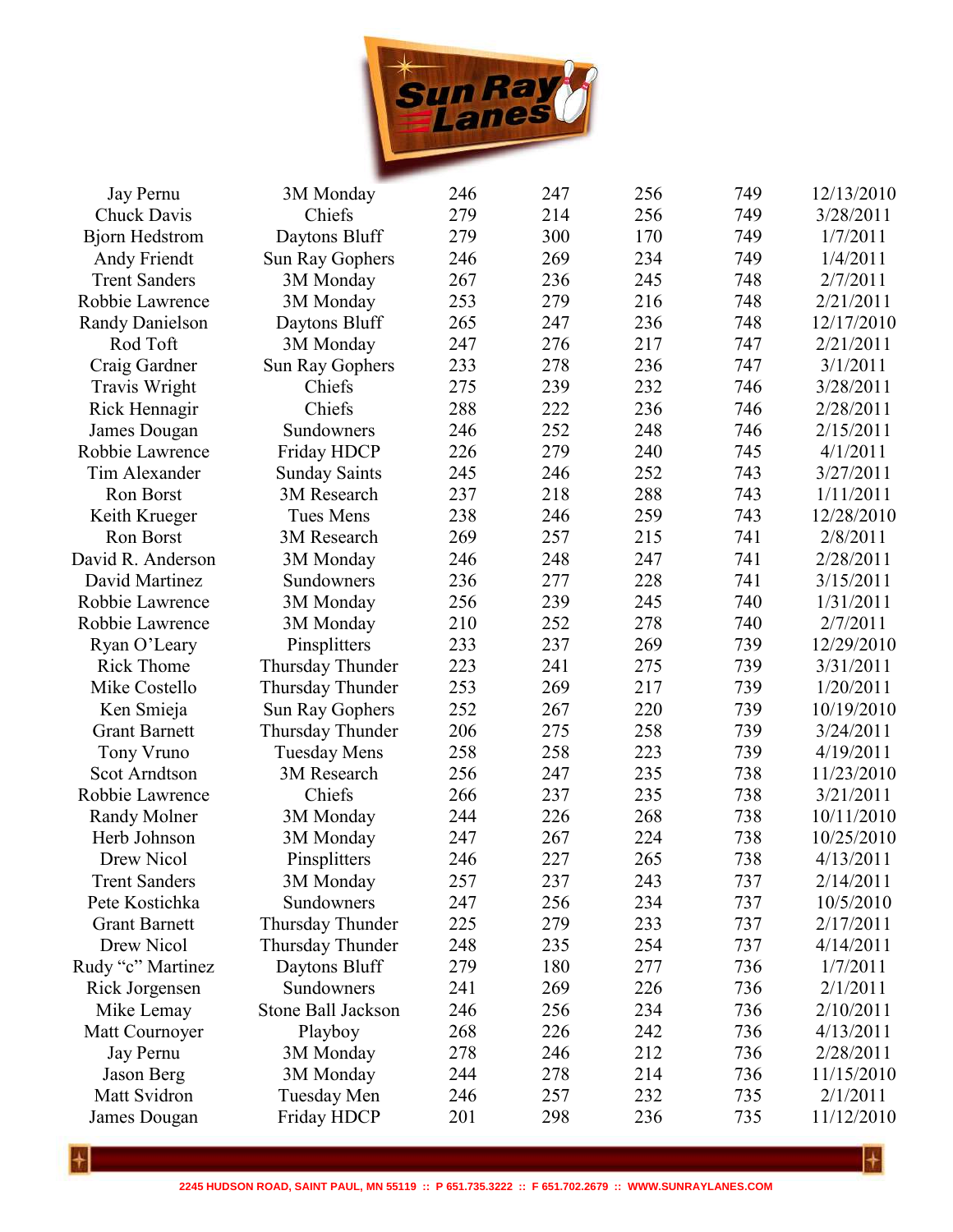| | | | | | | |
|---|---|---|---|---|---|---|
| Jay Pernu | 3M Monday | 246 | 247 | 256 | 749 | 12/13/2010 |
| Chuck Davis | Chiefs | 279 | 214 | 256 | 749 | 3/28/2011 |
| Bjorn Hedstrom | Daytons Bluff | 279 | 300 | 170 | 749 | 1/7/2011 |
| Andy Friendt | Sun Ray Gophers | 246 | 269 | 234 | 749 | 1/4/2011 |
| Trent Sanders | 3M Monday | 267 | 236 | 245 | 748 | 2/7/2011 |
| Robbie Lawrence | 3M Monday | 253 | 279 | 216 | 748 | 2/21/2011 |
| Randy Danielson | Daytons Bluff | 265 | 247 | 236 | 748 | 12/17/2010 |
| Rod Toft | 3M Monday | 247 | 276 | 217 | 747 | 2/21/2011 |
| Craig Gardner | Sun Ray Gophers | 233 | 278 | 236 | 747 | 3/1/2011 |
| Travis Wright | Chiefs | 275 | 239 | 232 | 746 | 3/28/2011 |
| Rick Hennagir | Chiefs | 288 | 222 | 236 | 746 | 2/28/2011 |
| James Dougan | Sundowners | 246 | 252 | 248 | 746 | 2/15/2011 |
| Robbie Lawrence | Friday HDCP | 226 | 279 | 240 | 745 | 4/1/2011 |
| Tim Alexander | Sunday Saints | 245 | 246 | 252 | 743 | 3/27/2011 |
| Ron Borst | 3M Research | 237 | 218 | 288 | 743 | 1/11/2011 |
| Keith Krueger | Tues Mens | 238 | 246 | 259 | 743 | 12/28/2010 |
| Ron Borst | 3M Research | 269 | 257 | 215 | 741 | 2/8/2011 |
| David R. Anderson | 3M Monday | 246 | 248 | 247 | 741 | 2/28/2011 |
| David Martinez | Sundowners | 236 | 277 | 228 | 741 | 3/15/2011 |
| Robbie Lawrence | 3M Monday | 256 | 239 | 245 | 740 | 1/31/2011 |
| Robbie Lawrence | 3M Monday | 210 | 252 | 278 | 740 | 2/7/2011 |
| Ryan O'Leary | Pinsplitters | 233 | 237 | 269 | 739 | 12/29/2010 |
| Rick Thome | Thursday Thunder | 223 | 241 | 275 | 739 | 3/31/2011 |
| Mike Costello | Thursday Thunder | 253 | 269 | 217 | 739 | 1/20/2011 |
| Ken Smieja | Sun Ray Gophers | 252 | 267 | 220 | 739 | 10/19/2010 |
| Grant Barnett | Thursday Thunder | 206 | 275 | 258 | 739 | 3/24/2011 |
| Tony Vruno | Tuesday Mens | 258 | 258 | 223 | 739 | 4/19/2011 |
| Scot Arndtson | 3M Research | 256 | 247 | 235 | 738 | 11/23/2010 |
| Robbie Lawrence | Chiefs | 266 | 237 | 235 | 738 | 3/21/2011 |
| Randy Molner | 3M Monday | 244 | 226 | 268 | 738 | 10/11/2010 |
| Herb Johnson | 3M Monday | 247 | 267 | 224 | 738 | 10/25/2010 |
| Drew Nicol | Pinsplitters | 246 | 227 | 265 | 738 | 4/13/2011 |
| Trent Sanders | 3M Monday | 257 | 237 | 243 | 737 | 2/14/2011 |
| Pete Kostichka | Sundowners | 247 | 256 | 234 | 737 | 10/5/2010 |
| Grant Barnett | Thursday Thunder | 225 | 279 | 233 | 737 | 2/17/2011 |
| Drew Nicol | Thursday Thunder | 248 | 235 | 254 | 737 | 4/14/2011 |
| Rudy "c" Martinez | Daytons Bluff | 279 | 180 | 277 | 736 | 1/7/2011 |
| Rick Jorgensen | Sundowners | 241 | 269 | 226 | 736 | 2/1/2011 |
| Mike Lemay | Stone Ball Jackson | 246 | 256 | 234 | 736 | 2/10/2011 |
| Matt Cournoyer | Playboy | 268 | 226 | 242 | 736 | 4/13/2011 |
| Jay Pernu | 3M Monday | 278 | 246 | 212 | 736 | 2/28/2011 |
| Jason Berg | 3M Monday | 244 | 278 | 214 | 736 | 11/15/2010 |
| Matt Svidron | Tuesday Men | 246 | 257 | 232 | 735 | 2/1/2011 |
| James Dougan | Friday HDCP | 201 | 298 | 236 | 735 | 11/12/2010 |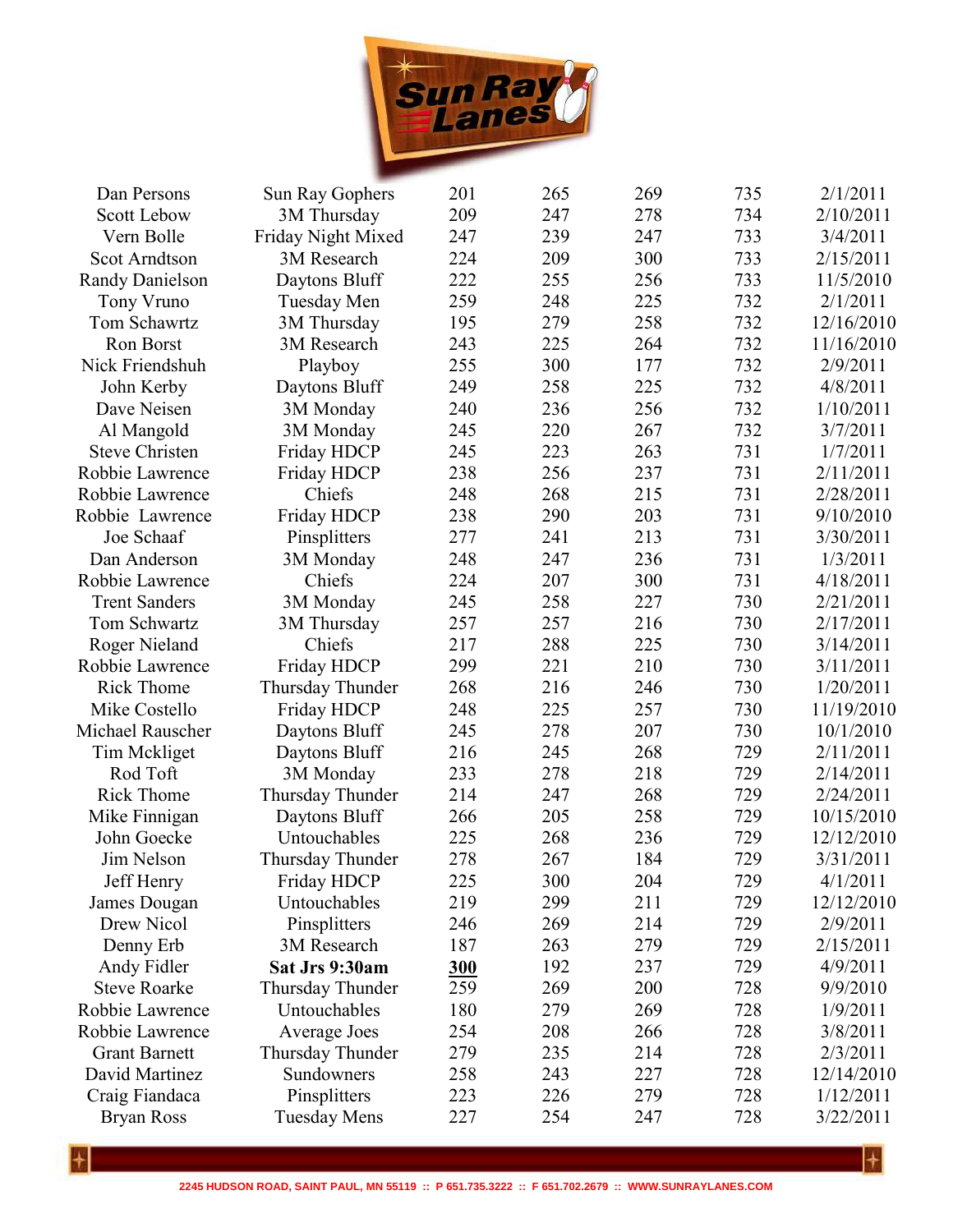| | | | | | | |
|---|---|---|---|---|---|---|
| Dan Persons | Sun Ray Gophers | 201 | 265 | 269 | 735 | 2/1/2011 |
| Scott Lebow | 3M Thursday | 209 | 247 | 278 | 734 | 2/10/2011 |
| Vern Bolle | Friday Night Mixed | 247 | 239 | 247 | 733 | 3/4/2011 |
| Scot Arndtson | 3M Research | 224 | 209 | 300 | 733 | 2/15/2011 |
| Randy Danielson | Daytons Bluff | 222 | 255 | 256 | 733 | 11/5/2010 |
| Tony Vruno | Tuesday Men | 259 | 248 | 225 | 732 | 2/1/2011 |
| Tom Schawrtz | 3M Thursday | 195 | 279 | 258 | 732 | 12/16/2010 |
| Ron Borst | 3M Research | 243 | 225 | 264 | 732 | 11/16/2010 |
| Nick Friendshuh | Playboy | 255 | 300 | 177 | 732 | 2/9/2011 |
| John Kerby | Daytons Bluff | 249 | 258 | 225 | 732 | 4/8/2011 |
| Dave Neisen | 3M Monday | 240 | 236 | 256 | 732 | 1/10/2011 |
| Al Mangold | 3M Monday | 245 | 220 | 267 | 732 | 3/7/2011 |
| Steve Christen | Friday HDCP | 245 | 223 | 263 | 731 | 1/7/2011 |
| Robbie Lawrence | Friday HDCP | 238 | 256 | 237 | 731 | 2/11/2011 |
| Robbie Lawrence | Chiefs | 248 | 268 | 215 | 731 | 2/28/2011 |
| Robbie Lawrence | Friday HDCP | 238 | 290 | 203 | 731 | 9/10/2010 |
| Joe Schaaf | Pinsplitters | 277 | 241 | 213 | 731 | 3/30/2011 |
| Dan Anderson | 3M Monday | 248 | 247 | 236 | 731 | 1/3/2011 |
| Robbie Lawrence | Chiefs | 224 | 207 | 300 | 731 | 4/18/2011 |
| Trent Sanders | 3M Monday | 245 | 258 | 227 | 730 | 2/21/2011 |
| Tom Schwartz | 3M Thursday | 257 | 257 | 216 | 730 | 2/17/2011 |
| Roger Nieland | Chiefs | 217 | 288 | 225 | 730 | 3/14/2011 |
| Robbie Lawrence | Friday HDCP | 299 | 221 | 210 | 730 | 3/11/2011 |
| Rick Thome | Thursday Thunder | 268 | 216 | 246 | 730 | 1/20/2011 |
| Mike Costello | Friday HDCP | 248 | 225 | 257 | 730 | 11/19/2010 |
| Michael Rauscher | Daytons Bluff | 245 | 278 | 207 | 730 | 10/1/2010 |
| Tim Mckliget | Daytons Bluff | 216 | 245 | 268 | 729 | 2/11/2011 |
| Rod Toft | 3M Monday | 233 | 278 | 218 | 729 | 2/14/2011 |
| Rick Thome | Thursday Thunder | 214 | 247 | 268 | 729 | 2/24/2011 |
| Mike Finnigan | Daytons Bluff | 266 | 205 | 258 | 729 | 10/15/2010 |
| John Goecke | Untouchables | 225 | 268 | 236 | 729 | 12/12/2010 |
| Jim Nelson | Thursday Thunder | 278 | 267 | 184 | 729 | 3/31/2011 |
| Jeff Henry | Friday HDCP | 225 | 300 | 204 | 729 | 4/1/2011 |
| James Dougan | Untouchables | 219 | 299 | 211 | 729 | 12/12/2010 |
| Drew Nicol | Pinsplitters | 246 | 269 | 214 | 729 | 2/9/2011 |
| Denny Erb | 3M Research | 187 | 263 | 279 | 729 | 2/15/2011 |
| Andy Fidler | **Sat Jrs 9:30am** | **300** | 192 | 237 | 729 | 4/9/2011 |
| Steve Roarke | Thursday Thunder | 259 | 269 | 200 | 728 | 9/9/2010 |
| Robbie Lawrence | Untouchables | 180 | 279 | 269 | 728 | 1/9/2011 |
| Robbie Lawrence | Average Joes | 254 | 208 | 266 | 728 | 3/8/2011 |
| Grant Barnett | Thursday Thunder | 279 | 235 | 214 | 728 | 2/3/2011 |
| David Martinez | Sundowners | 258 | 243 | 227 | 728 | 12/14/2010 |
| Craig Fiandaca | Pinsplitters | 223 | 226 | 279 | 728 | 1/12/2011 |
| Bryan Ross | Tuesday Mens | 227 | 254 | 247 | 728 | 3/22/2011 |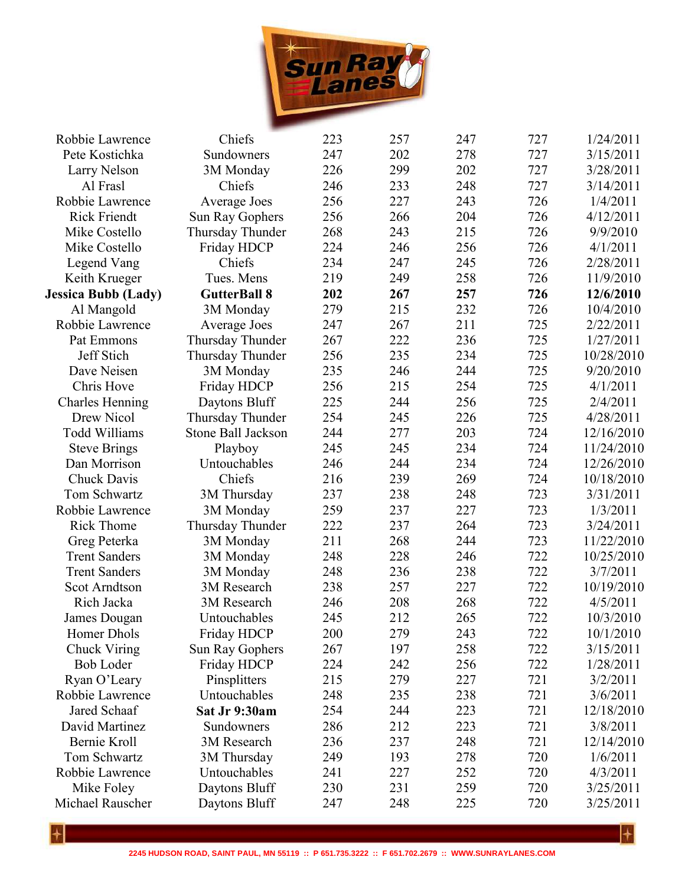| | | | | | | |
|---|---|---|---|---|---|---|
| Robbie Lawrence | Chiefs | 223 | 257 | 247 | 727 | 1/24/2011 |
| Pete Kostichka | Sundowners | 247 | 202 | 278 | 727 | 3/15/2011 |
| Larry Nelson | 3M Monday | 226 | 299 | 202 | 727 | 3/28/2011 |
| Al Frasl | Chiefs | 246 | 233 | 248 | 727 | 3/14/2011 |
| Robbie Lawrence | Average Joes | 256 | 227 | 243 | 726 | 1/4/2011 |
| Rick Friendt | Sun Ray Gophers | 256 | 266 | 204 | 726 | 4/12/2011 |
| Mike Costello | Thursday Thunder | 268 | 243 | 215 | 726 | 9/9/2010 |
| Mike Costello | Friday HDCP | 224 | 246 | 256 | 726 | 4/1/2011 |
| Legend Vang | Chiefs | 234 | 247 | 245 | 726 | 2/28/2011 |
| Keith Krueger | Tues. Mens | 219 | 249 | 258 | 726 | 11/9/2010 |
| **Jessica Bubb (Lady)** | **GutterBall 8** | **202** | **267** | **257** | **726** | **12/6/2010** |
| Al Mangold | 3M Monday | 279 | 215 | 232 | 726 | 10/4/2010 |
| Robbie Lawrence | Average Joes | 247 | 267 | 211 | 725 | 2/22/2011 |
| Pat Emmons | Thursday Thunder | 267 | 222 | 236 | 725 | 1/27/2011 |
| Jeff Stich | Thursday Thunder | 256 | 235 | 234 | 725 | 10/28/2010 |
| Dave Neisen | 3M Monday | 235 | 246 | 244 | 725 | 9/20/2010 |
| Chris Hove | Friday HDCP | 256 | 215 | 254 | 725 | 4/1/2011 |
| Charles Henning | Daytons Bluff | 225 | 244 | 256 | 725 | 2/4/2011 |
| Drew Nicol | Thursday Thunder | 254 | 245 | 226 | 725 | 4/28/2011 |
| Todd Williams | Stone Ball Jackson | 244 | 277 | 203 | 724 | 12/16/2010 |
| Steve Brings | Playboy | 245 | 245 | 234 | 724 | 11/24/2010 |
| Dan Morrison | Untouchables | 246 | 244 | 234 | 724 | 12/26/2010 |
| Chuck Davis | Chiefs | 216 | 239 | 269 | 724 | 10/18/2010 |
| Tom Schwartz | 3M Thursday | 237 | 238 | 248 | 723 | 3/31/2011 |
| Robbie Lawrence | 3M Monday | 259 | 237 | 227 | 723 | 1/3/2011 |
| Rick Thome | Thursday Thunder | 222 | 237 | 264 | 723 | 3/24/2011 |
| Greg Peterka | 3M Monday | 211 | 268 | 244 | 723 | 11/22/2010 |
| Trent Sanders | 3M Monday | 248 | 228 | 246 | 722 | 10/25/2010 |
| Trent Sanders | 3M Monday | 248 | 236 | 238 | 722 | 3/7/2011 |
| Scot Arndtson | 3M Research | 238 | 257 | 227 | 722 | 10/19/2010 |
| Rich Jacka | 3M Research | 246 | 208 | 268 | 722 | 4/5/2011 |
| James Dougan | Untouchables | 245 | 212 | 265 | 722 | 10/3/2010 |
| Homer Dhols | Friday HDCP | 200 | 279 | 243 | 722 | 10/1/2010 |
| Chuck Viring | Sun Ray Gophers | 267 | 197 | 258 | 722 | 3/15/2011 |
| Bob Loder | Friday HDCP | 224 | 242 | 256 | 722 | 1/28/2011 |
| Ryan O'Leary | Pinsplitters | 215 | 279 | 227 | 721 | 3/2/2011 |
| Robbie Lawrence | Untouchables | 248 | 235 | 238 | 721 | 3/6/2011 |
| Jared Schaaf | **Sat Jr 9:30am** | 254 | 244 | 223 | 721 | 12/18/2010 |
| David Martinez | Sundowners | 286 | 212 | 223 | 721 | 3/8/2011 |
| Bernie Kroll | 3M Research | 236 | 237 | 248 | 721 | 12/14/2010 |
| Tom Schwartz | 3M Thursday | 249 | 193 | 278 | 720 | 1/6/2011 |
| Robbie Lawrence | Untouchables | 241 | 227 | 252 | 720 | 4/3/2011 |
| Mike Foley | Daytons Bluff | 230 | 231 | 259 | 720 | 3/25/2011 |
| Michael Rauscher | Daytons Bluff | 247 | 248 | 225 | 720 | 3/25/2011 |

2245 HUDSON ROAD, SAINT PAUL, MN 55119 :: P 651.735.3222 :: F 651.702.2679 :: WWW.SUNRAYLANES.COM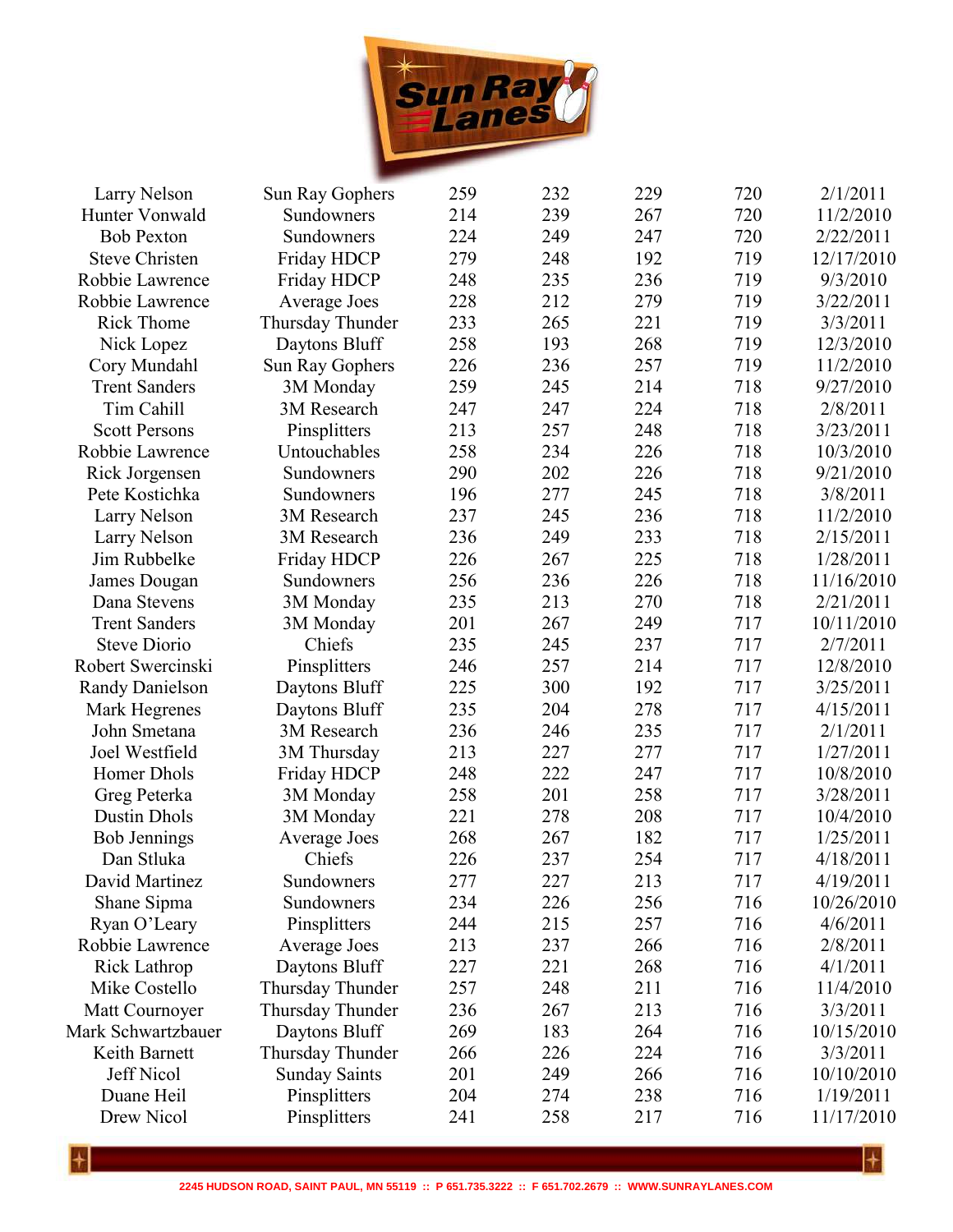| | | | | | | |
|---|---|---|---|---|---|---|
| Larry Nelson | Sun Ray Gophers | 259 | 232 | 229 | 720 | 2/1/2011 |
| Hunter Vonwald | Sundowners | 214 | 239 | 267 | 720 | 11/2/2010 |
| Bob Pexton | Sundowners | 224 | 249 | 247 | 720 | 2/22/2011 |
| Steve Christen | Friday HDCP | 279 | 248 | 192 | 719 | 12/17/2010 |
| Robbie Lawrence | Friday HDCP | 248 | 235 | 236 | 719 | 9/3/2010 |
| Robbie Lawrence | Average Joes | 228 | 212 | 279 | 719 | 3/22/2011 |
| Rick Thome | Thursday Thunder | 233 | 265 | 221 | 719 | 3/3/2011 |
| Nick Lopez | Daytons Bluff | 258 | 193 | 268 | 719 | 12/3/2010 |
| Cory Mundahl | Sun Ray Gophers | 226 | 236 | 257 | 719 | 11/2/2010 |
| Trent Sanders | 3M Monday | 259 | 245 | 214 | 718 | 9/27/2010 |
| Tim Cahill | 3M Research | 247 | 247 | 224 | 718 | 2/8/2011 |
| Scott Persons | Pinsplitters | 213 | 257 | 248 | 718 | 3/23/2011 |
| Robbie Lawrence | Untouchables | 258 | 234 | 226 | 718 | 10/3/2010 |
| Rick Jorgensen | Sundowners | 290 | 202 | 226 | 718 | 9/21/2010 |
| Pete Kostichka | Sundowners | 196 | 277 | 245 | 718 | 3/8/2011 |
| Larry Nelson | 3M Research | 237 | 245 | 236 | 718 | 11/2/2010 |
| Larry Nelson | 3M Research | 236 | 249 | 233 | 718 | 2/15/2011 |
| Jim Rubbelke | Friday HDCP | 226 | 267 | 225 | 718 | 1/28/2011 |
| James Dougan | Sundowners | 256 | 236 | 226 | 718 | 11/16/2010 |
| Dana Stevens | 3M Monday | 235 | 213 | 270 | 718 | 2/21/2011 |
| Trent Sanders | 3M Monday | 201 | 267 | 249 | 717 | 10/11/2010 |
| Steve Diorio | Chiefs | 235 | 245 | 237 | 717 | 2/7/2011 |
| Robert Swercinski | Pinsplitters | 246 | 257 | 214 | 717 | 12/8/2010 |
| Randy Danielson | Daytons Bluff | 225 | 300 | 192 | 717 | 3/25/2011 |
| Mark Hegrenes | Daytons Bluff | 235 | 204 | 278 | 717 | 4/15/2011 |
| John Smetana | 3M Research | 236 | 246 | 235 | 717 | 2/1/2011 |
| Joel Westfield | 3M Thursday | 213 | 227 | 277 | 717 | 1/27/2011 |
| Homer Dhols | Friday HDCP | 248 | 222 | 247 | 717 | 10/8/2010 |
| Greg Peterka | 3M Monday | 258 | 201 | 258 | 717 | 3/28/2011 |
| Dustin Dhols | 3M Monday | 221 | 278 | 208 | 717 | 10/4/2010 |
| Bob Jennings | Average Joes | 268 | 267 | 182 | 717 | 1/25/2011 |
| Dan Stluka | Chiefs | 226 | 237 | 254 | 717 | 4/18/2011 |
| David Martinez | Sundowners | 277 | 227 | 213 | 717 | 4/19/2011 |
| Shane Sipma | Sundowners | 234 | 226 | 256 | 716 | 10/26/2010 |
| Ryan O'Leary | Pinsplitters | 244 | 215 | 257 | 716 | 4/6/2011 |
| Robbie Lawrence | Average Joes | 213 | 237 | 266 | 716 | 2/8/2011 |
| Rick Lathrop | Daytons Bluff | 227 | 221 | 268 | 716 | 4/1/2011 |
| Mike Costello | Thursday Thunder | 257 | 248 | 211 | 716 | 11/4/2010 |
| Matt Cournoyer | Thursday Thunder | 236 | 267 | 213 | 716 | 3/3/2011 |
| Mark Schwartzbauer | Daytons Bluff | 269 | 183 | 264 | 716 | 10/15/2010 |
| Keith Barnett | Thursday Thunder | 266 | 226 | 224 | 716 | 3/3/2011 |
| Jeff Nicol | Sunday Saints | 201 | 249 | 266 | 716 | 10/10/2010 |
| Duane Heil | Pinsplitters | 204 | 274 | 238 | 716 | 1/19/2011 |
| Drew Nicol | Pinsplitters | 241 | 258 | 217 | 716 | 11/17/2010 |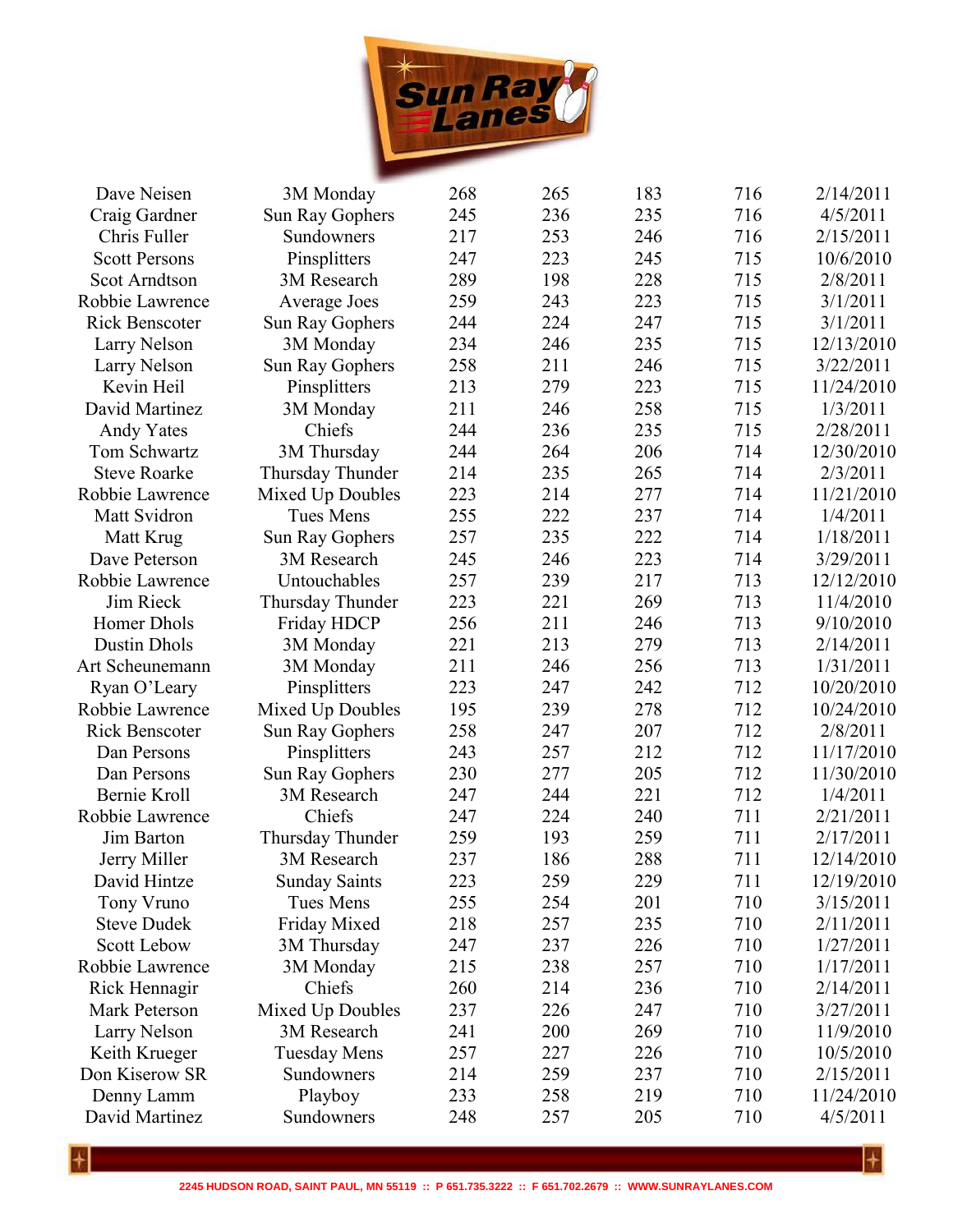| | | | | | | |
|---|---|---|---|---|---|---|
| Dave Neisen | 3M Monday | 268 | 265 | 183 | 716 | 2/14/2011 |
| Craig Gardner | Sun Ray Gophers | 245 | 236 | 235 | 716 | 4/5/2011 |
| Chris Fuller | Sundowners | 217 | 253 | 246 | 716 | 2/15/2011 |
| Scott Persons | Pinsplitters | 247 | 223 | 245 | 715 | 10/6/2010 |
| Scot Arndtson | 3M Research | 289 | 198 | 228 | 715 | 2/8/2011 |
| Robbie Lawrence | Average Joes | 259 | 243 | 223 | 715 | 3/1/2011 |
| Rick Benscoter | Sun Ray Gophers | 244 | 224 | 247 | 715 | 3/1/2011 |
| Larry Nelson | 3M Monday | 234 | 246 | 235 | 715 | 12/13/2010 |
| Larry Nelson | Sun Ray Gophers | 258 | 211 | 246 | 715 | 3/22/2011 |
| Kevin Heil | Pinsplitters | 213 | 279 | 223 | 715 | 11/24/2010 |
| David Martinez | 3M Monday | 211 | 246 | 258 | 715 | 1/3/2011 |
| Andy Yates | Chiefs | 244 | 236 | 235 | 715 | 2/28/2011 |
| Tom Schwartz | 3M Thursday | 244 | 264 | 206 | 714 | 12/30/2010 |
| Steve Roarke | Thursday Thunder | 214 | 235 | 265 | 714 | 2/3/2011 |
| Robbie Lawrence | Mixed Up Doubles | 223 | 214 | 277 | 714 | 11/21/2010 |
| Matt Svidron | Tues Mens | 255 | 222 | 237 | 714 | 1/4/2011 |
| Matt Krug | Sun Ray Gophers | 257 | 235 | 222 | 714 | 1/18/2011 |
| Dave Peterson | 3M Research | 245 | 246 | 223 | 714 | 3/29/2011 |
| Robbie Lawrence | Untouchables | 257 | 239 | 217 | 713 | 12/12/2010 |
| Jim Rieck | Thursday Thunder | 223 | 221 | 269 | 713 | 11/4/2010 |
| Homer Dhols | Friday HDCP | 256 | 211 | 246 | 713 | 9/10/2010 |
| Dustin Dhols | 3M Monday | 221 | 213 | 279 | 713 | 2/14/2011 |
| Art Scheunemann | 3M Monday | 211 | 246 | 256 | 713 | 1/31/2011 |
| Ryan O'Leary | Pinsplitters | 223 | 247 | 242 | 712 | 10/20/2010 |
| Robbie Lawrence | Mixed Up Doubles | 195 | 239 | 278 | 712 | 10/24/2010 |
| Rick Benscoter | Sun Ray Gophers | 258 | 247 | 207 | 712 | 2/8/2011 |
| Dan Persons | Pinsplitters | 243 | 257 | 212 | 712 | 11/17/2010 |
| Dan Persons | Sun Ray Gophers | 230 | 277 | 205 | 712 | 11/30/2010 |
| Bernie Kroll | 3M Research | 247 | 244 | 221 | 712 | 1/4/2011 |
| Robbie Lawrence | Chiefs | 247 | 224 | 240 | 711 | 2/21/2011 |
| Jim Barton | Thursday Thunder | 259 | 193 | 259 | 711 | 2/17/2011 |
| Jerry Miller | 3M Research | 237 | 186 | 288 | 711 | 12/14/2010 |
| David Hintze | Sunday Saints | 223 | 259 | 229 | 711 | 12/19/2010 |
| Tony Vruno | Tues Mens | 255 | 254 | 201 | 710 | 3/15/2011 |
| Steve Dudek | Friday Mixed | 218 | 257 | 235 | 710 | 2/11/2011 |
| Scott Lebow | 3M Thursday | 247 | 237 | 226 | 710 | 1/27/2011 |
| Robbie Lawrence | 3M Monday | 215 | 238 | 257 | 710 | 1/17/2011 |
| Rick Hennagir | Chiefs | 260 | 214 | 236 | 710 | 2/14/2011 |
| Mark Peterson | Mixed Up Doubles | 237 | 226 | 247 | 710 | 3/27/2011 |
| Larry Nelson | 3M Research | 241 | 200 | 269 | 710 | 11/9/2010 |
| Keith Krueger | Tuesday Mens | 257 | 227 | 226 | 710 | 10/5/2010 |
| Don Kiserow SR | Sundowners | 214 | 259 | 237 | 710 | 2/15/2011 |
| Denny Lamm | Playboy | 233 | 258 | 219 | 710 | 11/24/2010 |
| David Martinez | Sundowners | 248 | 257 | 205 | 710 | 4/5/2011 |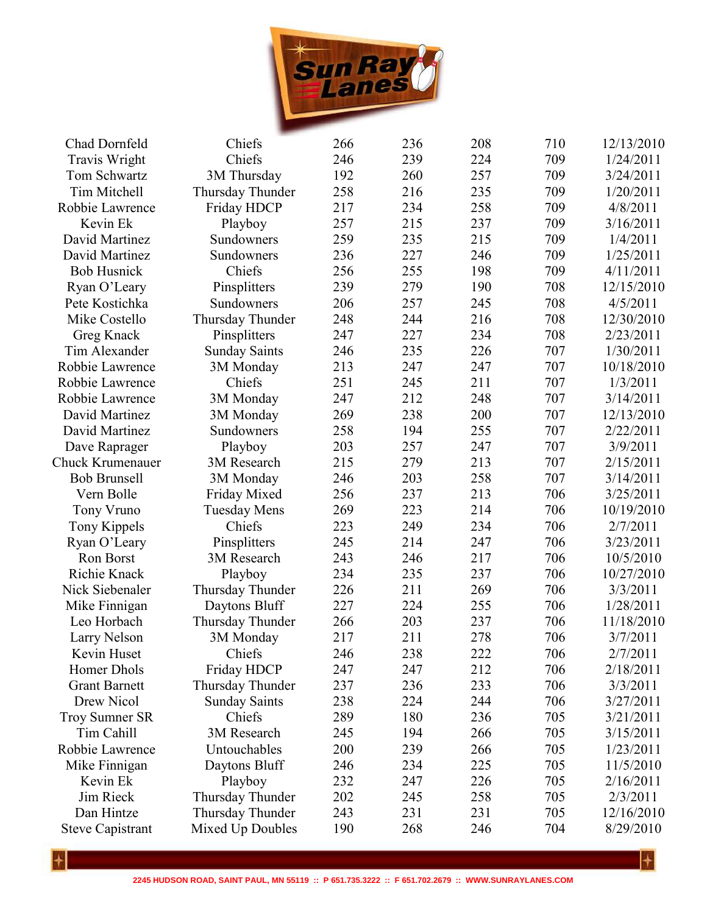| | | | | | | |
|---|---|---|---|---|---|---|
| Chad Dornfeld | Chiefs | 266 | 236 | 208 | 710 | 12/13/2010 |
| Travis Wright | Chiefs | 246 | 239 | 224 | 709 | 1/24/2011 |
| Tom Schwartz | 3M Thursday | 192 | 260 | 257 | 709 | 3/24/2011 |
| Tim Mitchell | Thursday Thunder | 258 | 216 | 235 | 709 | 1/20/2011 |
| Robbie Lawrence | Friday HDCP | 217 | 234 | 258 | 709 | 4/8/2011 |
| Kevin Ek | Playboy | 257 | 215 | 237 | 709 | 3/16/2011 |
| David Martinez | Sundowners | 259 | 235 | 215 | 709 | 1/4/2011 |
| David Martinez | Sundowners | 236 | 227 | 246 | 709 | 1/25/2011 |
| Bob Husnick | Chiefs | 256 | 255 | 198 | 709 | 4/11/2011 |
| Ryan O'Leary | Pinsplitters | 239 | 279 | 190 | 708 | 12/15/2010 |
| Pete Kostichka | Sundowners | 206 | 257 | 245 | 708 | 4/5/2011 |
| Mike Costello | Thursday Thunder | 248 | 244 | 216 | 708 | 12/30/2010 |
| Greg Knack | Pinsplitters | 247 | 227 | 234 | 708 | 2/23/2011 |
| Tim Alexander | Sunday Saints | 246 | 235 | 226 | 707 | 1/30/2011 |
| Robbie Lawrence | 3M Monday | 213 | 247 | 247 | 707 | 10/18/2010 |
| Robbie Lawrence | Chiefs | 251 | 245 | 211 | 707 | 1/3/2011 |
| Robbie Lawrence | 3M Monday | 247 | 212 | 248 | 707 | 3/14/2011 |
| David Martinez | 3M Monday | 269 | 238 | 200 | 707 | 12/13/2010 |
| David Martinez | Sundowners | 258 | 194 | 255 | 707 | 2/22/2011 |
| Dave Rapranger | Playboy | 203 | 257 | 247 | 707 | 3/9/2011 |
| Chuck Krumenauer | 3M Research | 215 | 279 | 213 | 707 | 2/15/2011 |
| Bob Brunsell | 3M Monday | 246 | 203 | 258 | 707 | 3/14/2011 |
| Vern Bolle | Friday Mixed | 256 | 237 | 213 | 706 | 3/25/2011 |
| Tony Vruno | Tuesday Mens | 269 | 223 | 214 | 706 | 10/19/2010 |
| Tony Kippels | Chiefs | 223 | 249 | 234 | 706 | 2/7/2011 |
| Ryan O'Leary | Pinsplitters | 245 | 214 | 247 | 706 | 3/23/2011 |
| Ron Borst | 3M Research | 243 | 246 | 217 | 706 | 10/5/2010 |
| Richie Knack | Playboy | 234 | 235 | 237 | 706 | 10/27/2010 |
| Nick Siebenaler | Thursday Thunder | 226 | 211 | 269 | 706 | 3/3/2011 |
| Mike Finnigan | Daytons Bluff | 227 | 224 | 255 | 706 | 1/28/2011 |
| Leo Horbach | Thursday Thunder | 266 | 203 | 237 | 706 | 11/18/2010 |
| Larry Nelson | 3M Monday | 217 | 211 | 278 | 706 | 3/7/2011 |
| Kevin Huset | Chiefs | 246 | 238 | 222 | 706 | 2/7/2011 |
| Homer Dhols | Friday HDCP | 247 | 247 | 212 | 706 | 2/18/2011 |
| Grant Barnett | Thursday Thunder | 237 | 236 | 233 | 706 | 3/3/2011 |
| Drew Nicol | Sunday Saints | 238 | 224 | 244 | 706 | 3/27/2011 |
| Troy Sumner SR | Chiefs | 289 | 180 | 236 | 705 | 3/21/2011 |
| Tim Cahill | 3M Research | 245 | 194 | 266 | 705 | 3/15/2011 |
| Robbie Lawrence | Untouchables | 200 | 239 | 266 | 705 | 1/23/2011 |
| Mike Finnigan | Daytons Bluff | 246 | 234 | 225 | 705 | 11/5/2010 |
| Kevin Ek | Playboy | 232 | 247 | 226 | 705 | 2/16/2011 |
| Jim Rieck | Thursday Thunder | 202 | 245 | 258 | 705 | 2/3/2011 |
| Dan Hintze | Thursday Thunder | 243 | 231 | 231 | 705 | 12/16/2010 |
| Steve Capistrant | Mixed Up Doubles | 190 | 268 | 246 | 704 | 8/29/2010 |

2245 HUDSON ROAD, SAINT PAUL, MN 55119 :: P 651.735.3222 :: F 651.702.2679 :: WWW.SUNRAYLANES.COM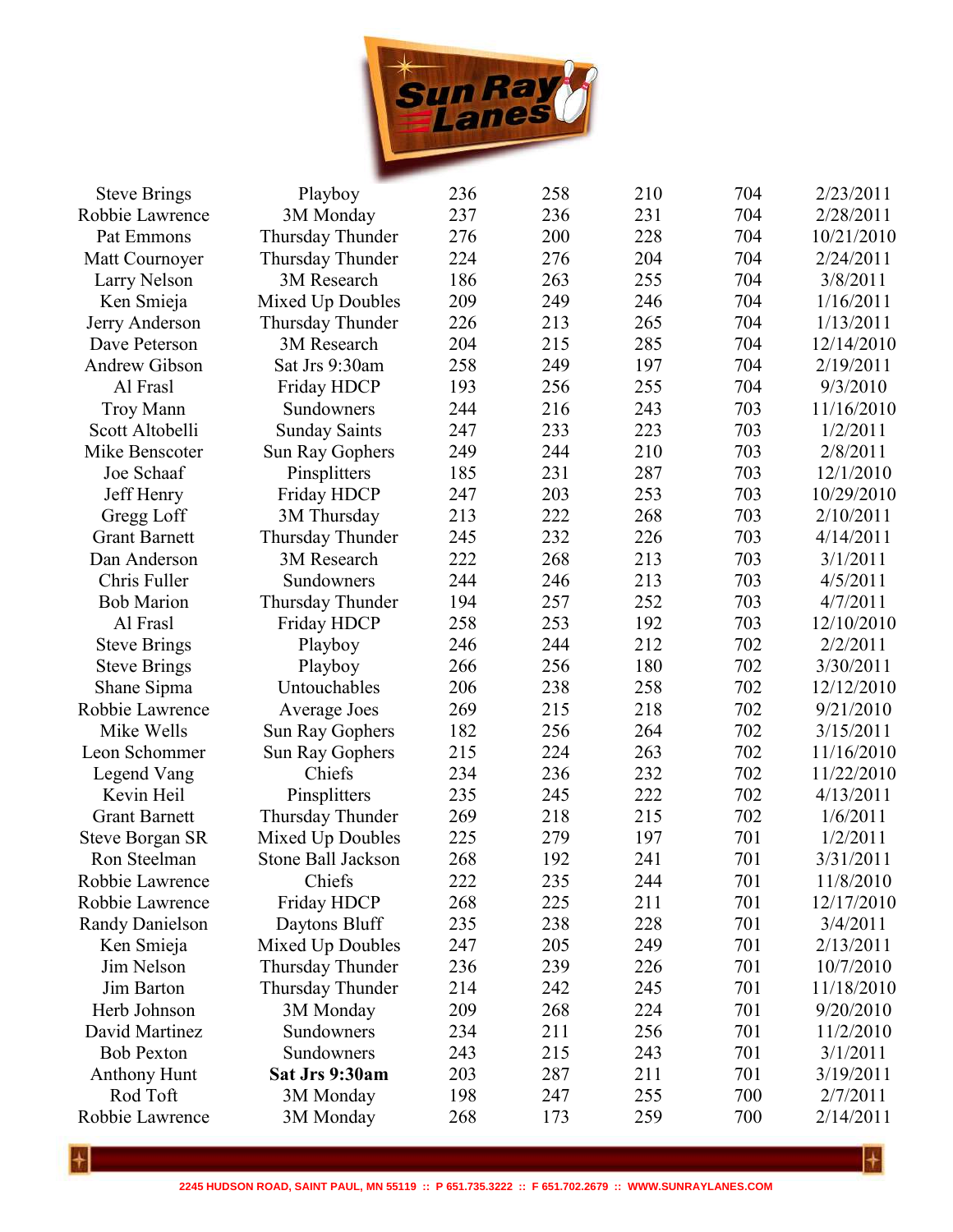| | | | | | | |
|---|---|---|---|---|---|---|
| Steve Brings | Playboy | 236 | 258 | 210 | 704 | 2/23/2011 |
| Robbie Lawrence | 3M Monday | 237 | 236 | 231 | 704 | 2/28/2011 |
| Pat Emmons | Thursday Thunder | 276 | 200 | 228 | 704 | 10/21/2010 |
| Matt Cournoyer | Thursday Thunder | 224 | 276 | 204 | 704 | 2/24/2011 |
| Larry Nelson | 3M Research | 186 | 263 | 255 | 704 | 3/8/2011 |
| Ken Smieja | Mixed Up Doubles | 209 | 249 | 246 | 704 | 1/16/2011 |
| Jerry Anderson | Thursday Thunder | 226 | 213 | 265 | 704 | 1/13/2011 |
| Dave Peterson | 3M Research | 204 | 215 | 285 | 704 | 12/14/2010 |
| Andrew Gibson | Sat Jrs 9:30am | 258 | 249 | 197 | 704 | 2/19/2011 |
| Al Frasl | Friday HDCP | 193 | 256 | 255 | 704 | 9/3/2010 |
| Troy Mann | Sundowners | 244 | 216 | 243 | 703 | 11/16/2010 |
| Scott Altobelli | Sunday Saints | 247 | 233 | 223 | 703 | 1/2/2011 |
| Mike Benscoter | Sun Ray Gophers | 249 | 244 | 210 | 703 | 2/8/2011 |
| Joe Schaaf | Pinsplitters | 185 | 231 | 287 | 703 | 12/1/2010 |
| Jeff Henry | Friday HDCP | 247 | 203 | 253 | 703 | 10/29/2010 |
| Gregg Loff | 3M Thursday | 213 | 222 | 268 | 703 | 2/10/2011 |
| Grant Barnett | Thursday Thunder | 245 | 232 | 226 | 703 | 4/14/2011 |
| Dan Anderson | 3M Research | 222 | 268 | 213 | 703 | 3/1/2011 |
| Chris Fuller | Sundowners | 244 | 246 | 213 | 703 | 4/5/2011 |
| Bob Marion | Thursday Thunder | 194 | 257 | 252 | 703 | 4/7/2011 |
| Al Frasl | Friday HDCP | 258 | 253 | 192 | 703 | 12/10/2010 |
| Steve Brings | Playboy | 246 | 244 | 212 | 702 | 2/2/2011 |
| Steve Brings | Playboy | 266 | 256 | 180 | 702 | 3/30/2011 |
| Shane Sipma | Untouchables | 206 | 238 | 258 | 702 | 12/12/2010 |
| Robbie Lawrence | Average Joes | 269 | 215 | 218 | 702 | 9/21/2010 |
| Mike Wells | Sun Ray Gophers | 182 | 256 | 264 | 702 | 3/15/2011 |
| Leon Schommer | Sun Ray Gophers | 215 | 224 | 263 | 702 | 11/16/2010 |
| Legend Vang | Chiefs | 234 | 236 | 232 | 702 | 11/22/2010 |
| Kevin Heil | Pinsplitters | 235 | 245 | 222 | 702 | 4/13/2011 |
| Grant Barnett | Thursday Thunder | 269 | 218 | 215 | 702 | 1/6/2011 |
| Steve Borgan SR | Mixed Up Doubles | 225 | 279 | 197 | 701 | 1/2/2011 |
| Ron Steelman | Stone Ball Jackson | 268 | 192 | 241 | 701 | 3/31/2011 |
| Robbie Lawrence | Chiefs | 222 | 235 | 244 | 701 | 11/8/2010 |
| Robbie Lawrence | Friday HDCP | 268 | 225 | 211 | 701 | 12/17/2010 |
| Randy Danielson | Daytons Bluff | 235 | 238 | 228 | 701 | 3/4/2011 |
| Ken Smieja | Mixed Up Doubles | 247 | 205 | 249 | 701 | 2/13/2011 |
| Jim Nelson | Thursday Thunder | 236 | 239 | 226 | 701 | 10/7/2010 |
| Jim Barton | Thursday Thunder | 214 | 242 | 245 | 701 | 11/18/2010 |
| Herb Johnson | 3M Monday | 209 | 268 | 224 | 701 | 9/20/2010 |
| David Martinez | Sundowners | 234 | 211 | 256 | 701 | 11/2/2010 |
| Bob Pexton | Sundowners | 243 | 215 | 243 | 701 | 3/1/2011 |
| Anthony Hunt | **Sat Jrs 9:30am** | 203 | 287 | 211 | 701 | 3/19/2011 |
| Rod Toft | 3M Monday | 198 | 247 | 255 | 700 | 2/7/2011 |
| Robbie Lawrence | 3M Monday | 268 | 173 | 259 | 700 | 2/14/2011 |

2245 HUDSON ROAD, SAINT PAUL, MN 55119 :: P 651.735.3222 :: F 651.702.2679 :: WWW.SUNRAYLANES.COM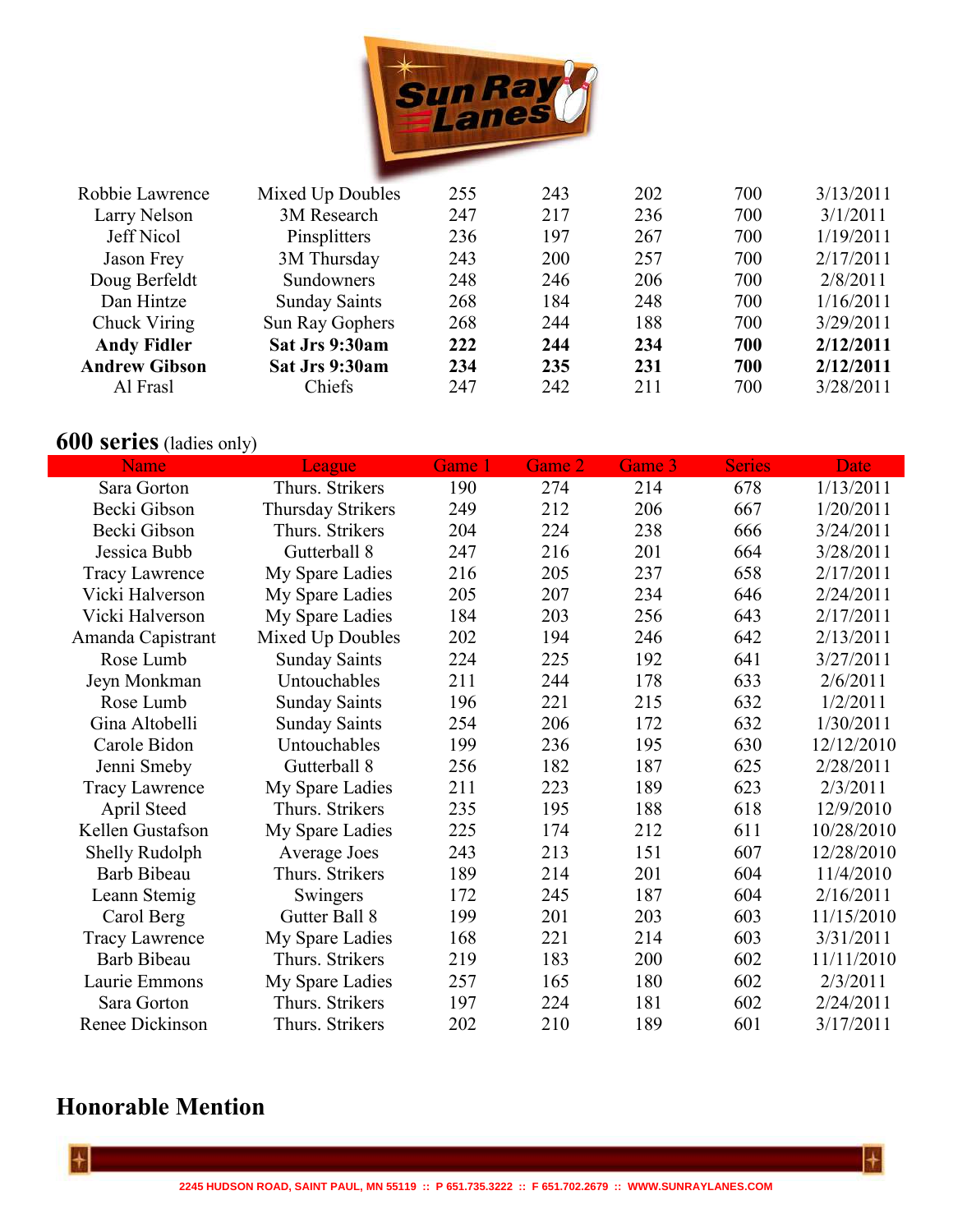| | | | | | | |
|---|---|---|---|---|---|---|
| Robbie Lawrence | Mixed Up Doubles | 255 | 243 | 202 | 700 | 3/13/2011 |
| Larry Nelson | 3M Research | 247 | 217 | 236 | 700 | 3/1/2011 |
| Jeff Nicol | Pinsplitters | 236 | 197 | 267 | 700 | 1/19/2011 |
| Jason Frey | 3M Thursday | 243 | 200 | 257 | 700 | 2/17/2011 |
| Doug Berfeldt | Sundowners | 248 | 246 | 206 | 700 | 2/8/2011 |
| Dan Hintze | Sunday Saints | 268 | 184 | 248 | 700 | 1/16/2011 |
| Chuck Viring | Sun Ray Gophers | 268 | 244 | 188 | 700 | 3/29/2011 |
| **Andy Fidler** | **Sat Jrs 9:30am** | **222** | **244** | **234** | **700** | **2/12/2011** |
| **Andrew Gibson** | **Sat Jrs 9:30am** | **234** | **235** | **231** | **700** | **2/12/2011** |
| Al Frasl | Chiefs | 247 | 242 | 211 | 700 | 3/28/2011 |

## 600 series (ladies only)

| Name | League | Game 1 | Game 2 | Game 3 | Series | Date |
|---|---|---|---|---|---|---|
| Sara Gorton | Thurs. Strikers | 190 | 274 | 214 | 678 | 1/13/2011 |
| Becki Gibson | Thursday Strikers | 249 | 212 | 206 | 667 | 1/20/2011 |
| Becki Gibson | Thurs. Strikers | 204 | 224 | 238 | 666 | 3/24/2011 |
| Jessica Bubb | Gutterball 8 | 247 | 216 | 201 | 664 | 3/28/2011 |
| Tracy Lawrence | My Spare Ladies | 216 | 205 | 237 | 658 | 2/17/2011 |
| Vicki Halverson | My Spare Ladies | 205 | 207 | 234 | 646 | 2/24/2011 |
| Vicki Halverson | My Spare Ladies | 184 | 203 | 256 | 643 | 2/17/2011 |
| Amanda Capistrant | Mixed Up Doubles | 202 | 194 | 246 | 642 | 2/13/2011 |
| Rose Lumb | Sunday Saints | 224 | 225 | 192 | 641 | 3/27/2011 |
| Jeyn Monkman | Untouchables | 211 | 244 | 178 | 633 | 2/6/2011 |
| Rose Lumb | Sunday Saints | 196 | 221 | 215 | 632 | 1/2/2011 |
| Gina Altobelli | Sunday Saints | 254 | 206 | 172 | 632 | 1/30/2011 |
| Carole Bidon | Untouchables | 199 | 236 | 195 | 630 | 12/12/2010 |
| Jenni Smeby | Gutterball 8 | 256 | 182 | 187 | 625 | 2/28/2011 |
| Tracy Lawrence | My Spare Ladies | 211 | 223 | 189 | 623 | 2/3/2011 |
| April Steed | Thurs. Strikers | 235 | 195 | 188 | 618 | 12/9/2010 |
| Kellen Gustafson | My Spare Ladies | 225 | 174 | 212 | 611 | 10/28/2010 |
| Shelly Rudolph | Average Joes | 243 | 213 | 151 | 607 | 12/28/2010 |
| Barb Bibeau | Thurs. Strikers | 189 | 214 | 201 | 604 | 11/4/2010 |
| Leann Stemig | Swingers | 172 | 245 | 187 | 604 | 2/16/2011 |
| Carol Berg | Gutter Ball 8 | 199 | 201 | 203 | 603 | 11/15/2010 |
| Tracy Lawrence | My Spare Ladies | 168 | 221 | 214 | 603 | 3/31/2011 |
| Barb Bibeau | Thurs. Strikers | 219 | 183 | 200 | 602 | 11/11/2010 |
| Laurie Emmons | My Spare Ladies | 257 | 165 | 180 | 602 | 2/3/2011 |
| Sara Gorton | Thurs. Strikers | 197 | 224 | 181 | 602 | 2/24/2011 |
| Renee Dickinson | Thurs. Strikers | 202 | 210 | 189 | 601 | 3/17/2011 |

## Honorable Mention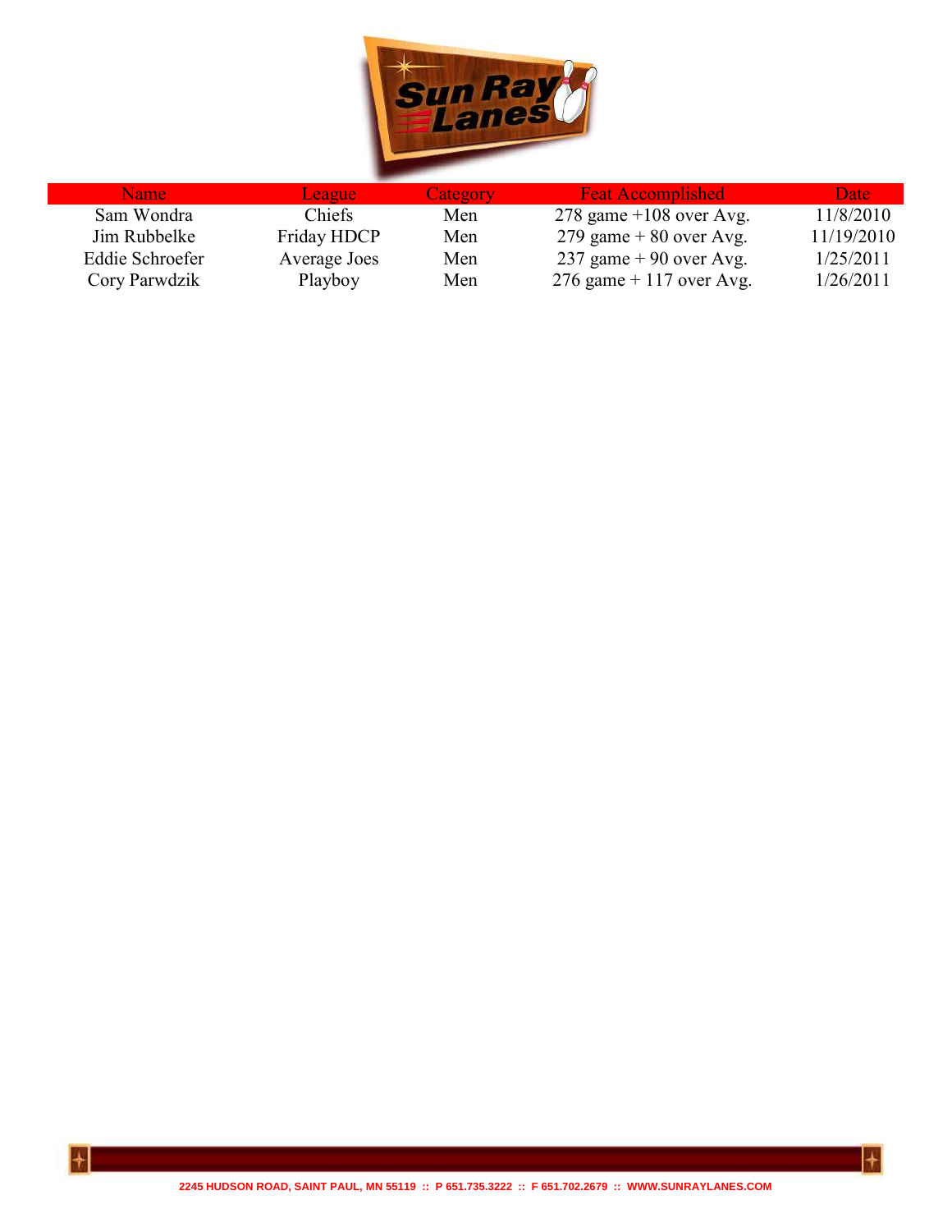| Name | League | Category | Feat Accomplished | Date |
|---|---|---|---|---|
| Sam Wondra | Chiefs | Men | 278 game +108 over Avg. | 11/8/2010 |
| Jim Rubbelke | Friday HDCP | Men | 279 game + 80 over Avg. | 11/19/2010 |
| Eddie Schroefer | Average Joes | Men | 237 game + 90 over Avg. | 1/25/2011 |
| Cory Parwdzik | Playboy | Men | 276 game + 117 over Avg. | 1/26/2011 |